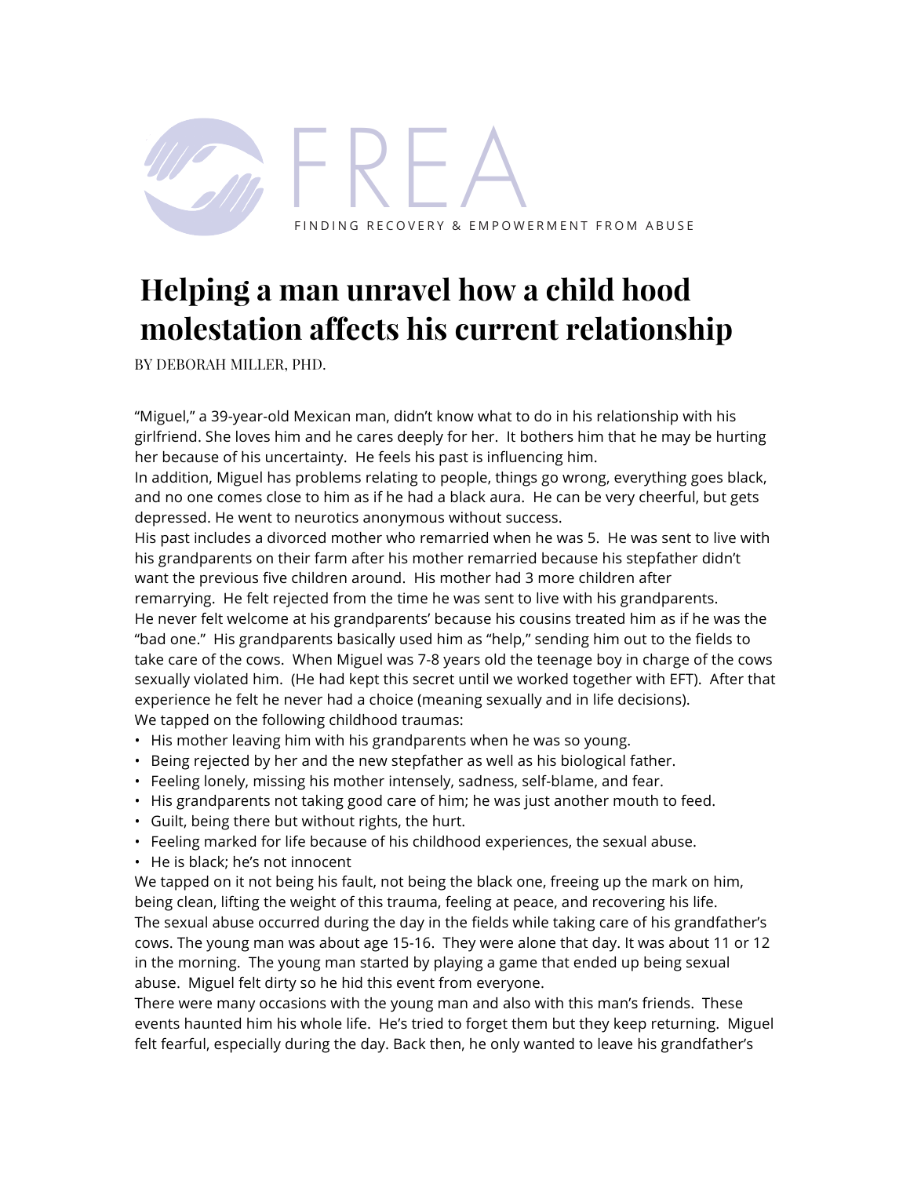FREA

FINDING RECOVERY & EMPOWERMENT FROM ABUSE

# Helping a man unravel how a child hood molestation affects his current relationship

BY DEBORAH MILLER, PHD.

"Miguel," a 39-year-old Mexican man, didn't know what to do in his relationship with his girlfriend. She loves him and he cares deeply for her. It bothers him that he may be hurting her because of his uncertainty. He feels his past is influencing him.

In addition, Miguel has problems relating to people, things go wrong, everything goes black, and no one comes close to him as if he had a black aura. He can be very cheerful, but gets depressed. He went to neurotics anonymous without success.

His past includes a divorced mother who remarried when he was 5. He was sent to live with his grandparents on their farm after his mother remarried because his stepfather didn't want the previous five children around. His mother had 3 more children after remarrying. He felt rejected from the time he was sent to live with his grandparents.

He never felt welcome at his grandparents' because his cousins treated him as if he was the "bad one." His grandparents basically used him as "help," sending him out to the fields to take care of the cows. When Miguel was 7-8 years old the teenage boy in charge of the cows sexually violated him. (He had kept this secret until we worked together with EFT). After that experience he felt he never had a choice (meaning sexually and in life decisions).

We tapped on the following childhood traumas:

- His mother leaving him with his grandparents when he was so young.
- Being rejected by her and the new stepfather as well as his biological father.
- Feeling lonely, missing his mother intensely, sadness, self-blame, and fear.
- His grandparents not taking good care of him; he was just another mouth to feed.
- Guilt, being there but without rights, the hurt.
- Feeling marked for life because of his childhood experiences, the sexual abuse.
- He is black; he's not innocent

We tapped on it not being his fault, not being the black one, freeing up the mark on him, being clean, lifting the weight of this trauma, feeling at peace, and recovering his life.

The sexual abuse occurred during the day in the fields while taking care of his grandfather's cows. The young man was about age 15-16. They were alone that day. It was about 11 or 12 in the morning. The young man started by playing a game that ended up being sexual abuse. Miguel felt dirty so he hid this event from everyone.

There were many occasions with the young man and also with this man's friends. These events haunted him his whole life. He's tried to forget them but they keep returning. Miguel felt fearful, especially during the day. Back then, he only wanted to leave his grandfather's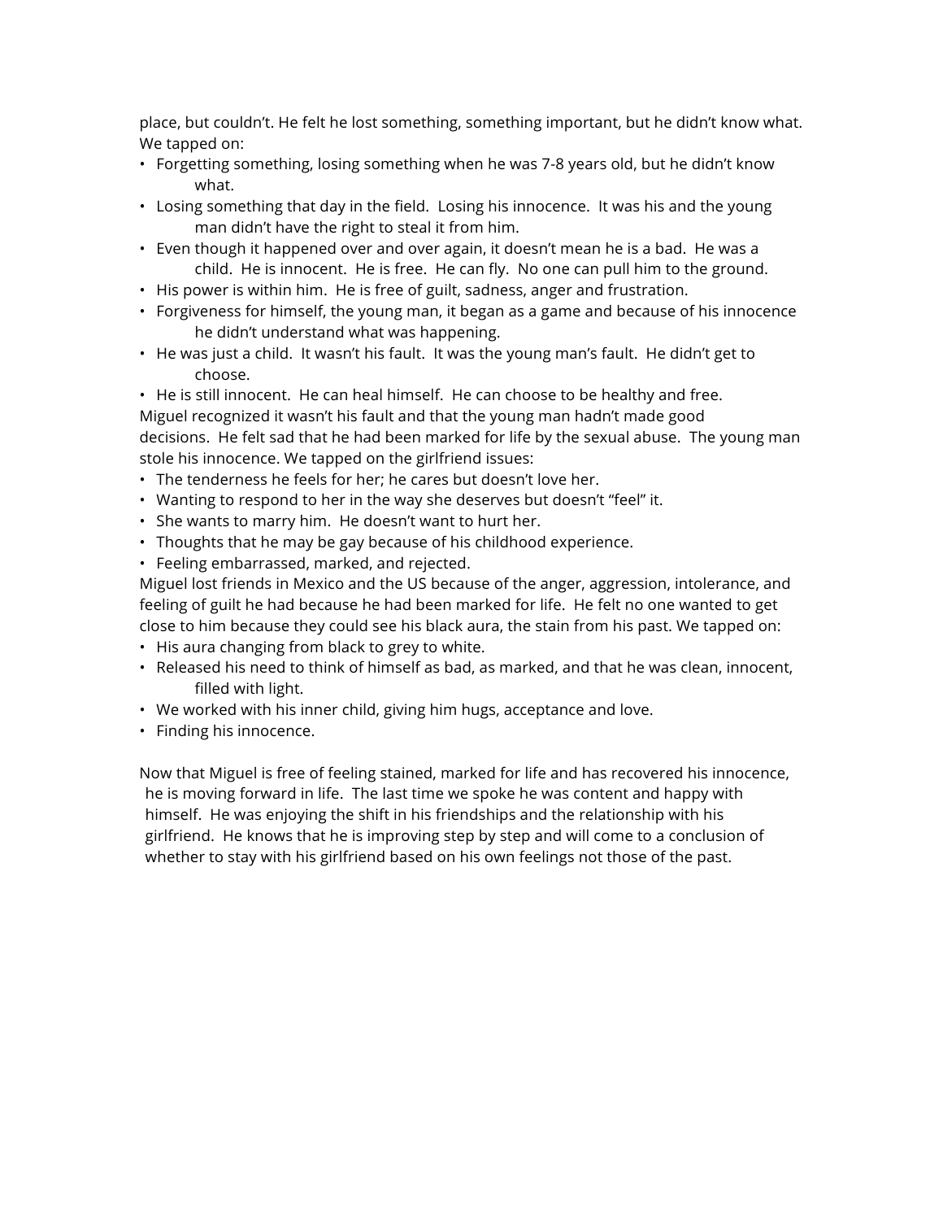place, but couldn't. He felt he lost something, something importent, but he didn't know what. We tapped on:

- Forgetting something, losing something when he was 7-8 years old, but he didn't know what.
- Losing something that day in the field. Losing his innocence. It was his and the young man didn't have the right to steal it from him.
- Even though it happened over and over again, it doesn't mean he is a bad. He was a child. He is innocent. He is free. He can fly. No one can pull him to the ground.
- His power is within him. He is free of guilt, sadness, anger and frustration.
- Forgiveness for himself, the young man, it began as a game and because of his innocence he didn't understand what was happening.
- He was just a child. It wasn't his fault. It was the young man's fault. He didn't get to choose.
- He is still innocent. He can heal himself. He can choose to be healthy and free.

Miguel recognized it wasn't his fault and that the young man hadn't made good decisions. He felt sad that he had been marked for life by the sexual abuse. The young man stole his innocence. We tapped on the girlfriend issues:

- The tenderness he feels for her; he cares but doesn't love her.
- Wanting to respond to her in the way she deserves but doesn't "feel" it.
- She wants to marry him. He doesn't want to hurt her.
- Thoughts that he may be gay because of his childhood experience.
- Feeling embarrassed, marked, and rejected.

Miguel lost friends in Mexico and the US because of the anger, aggression, intolerance, and feeling of guilt he had because he had been marked for life. He felt no one wanted to get close to him because they could see his black aura, the stain from his past. We tapped on:

- His aura changing from black to grey to white.
- Released his need to think of himself as bad, as marked, and that he was clean, innocent, filled with light.
- We worked with his inner child, giving him hugs, acceptance and love.
- Finding his innocence.

Now that Miguel is free of feeling stained, marked for life and has recovered his innocence, he is moving forward in life. The last time we spoke he was content and happy with himself. He was enjoying the shift in his friendships and the relationship with his girlfriend. He knows that he is improving step by step and will come to a conclusion of whether to stay with his girlfriend based on his own feelings not those of the past.